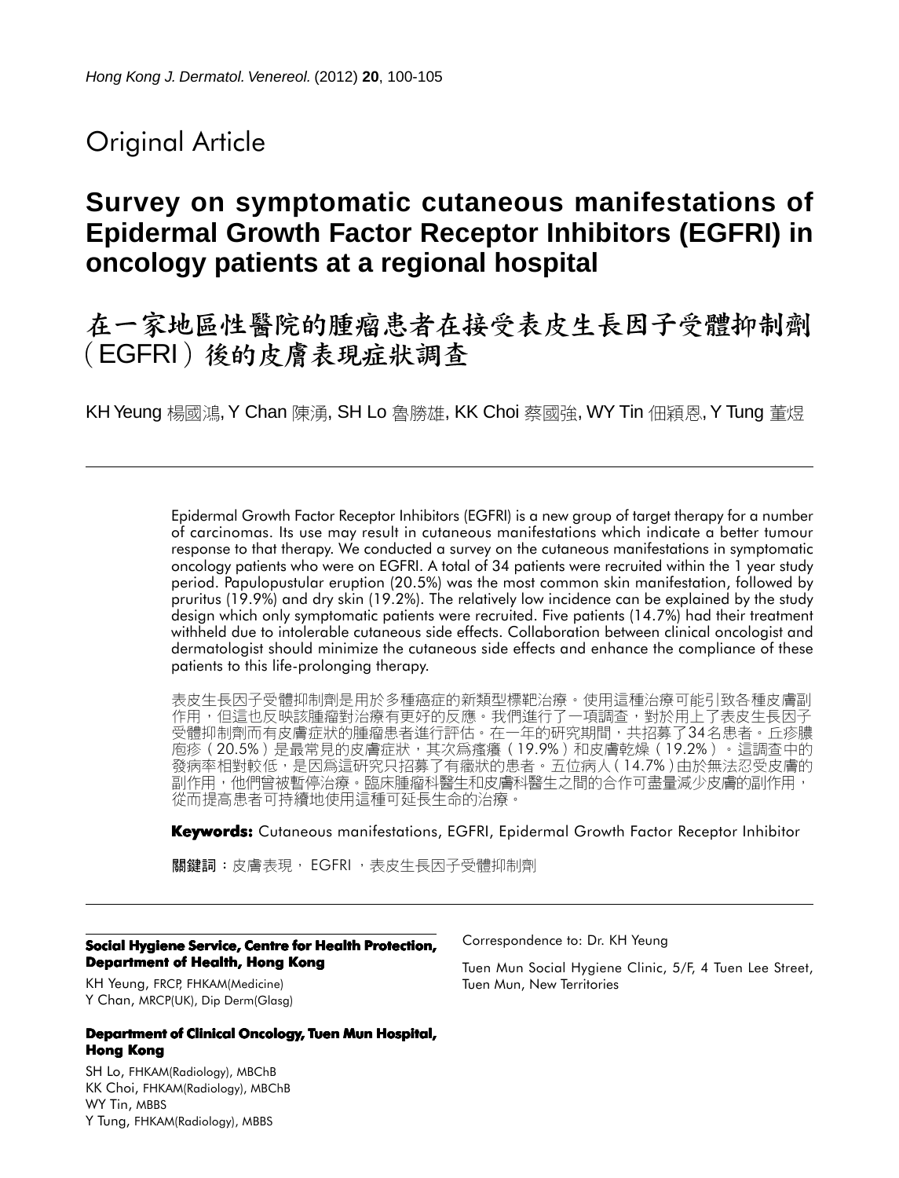Original Article

# Survey on symptomatic cutaneous manifestations of Epidermal Growth Factor Receptor Inhibitors (EGFRI) in oncology patients at a regional hospital

# 在一家地區性醫院的腫瘤患者在接受表皮生長因子受體抑制劑（EGFRI）後的皮膚表現症狀調查

KH Yeung 楊國鴻, Y Chan 陳湧, SH Lo 魯勝雄, KK Choi 蔡國強, WY Tin 佃穎恩, Y Tung 董煜

Epidermal Growth Factor Receptor Inhibitors (EGFRI) is a new group of target therapy for a number of carcinomas. Its use may result in cutaneous manifestations which indicate a better tumour response to that therapy. We conducted a survey on the cutaneous manifestations in symptomatic oncology patients who were on EGFRI. A total of 34 patients were recruited within the 1 year study period. Papulopustular eruption (20.5%) was the most common skin manifestation, followed by pruritus (19.9%) and dry skin (19.2%). The relatively low incidence can be explained by the study design which only symptomatic patients were recruited. Five patients (14.7%) had their treatment withheld due to intolerable cutaneous side effects. Collaboration between clinical oncologist and dermatologist should minimize the cutaneous side effects and enhance the compliance of these patients to this life-prolonging therapy.

表皮生長因子受體抑制劑是用於多種癌症的新類型標靶治療。使用這種治療可能引致各種皮膚副作用，但這也反映該腫瘤對治療有更好的反應。我們進行了一項調查，對於用上了表皮生長因子受體抑制劑而有皮膚症狀的腫瘤患者進行評估。在一年的研究期間，共招募了34名患者。丘疹膿皰疹（20.5%）是最常見的皮膚症狀，其次爲瘙癢（19.9%）和皮膚乾燥（19.2%）。這調查中的發病率相對較低，是因爲這研究只招募了有癥狀的患者。五位病人（14.7%）由於無法忍受皮膚的副作用，他們曾被暫停治療。臨床腫瘤科醫生和皮膚科醫生之間的合作可盡量減少皮膚的副作用，從而提高患者可持續地使用這種可延長生命的治療。

**Keywords:** Cutaneous manifestations, EGFRI, Epidermal Growth Factor Receptor Inhibitor

**關鍵詞**：皮膚表現， EGFRI ，表皮生長因子受體抑制劑

**Social Hygiene Service, Centre for Health Protection, Department of Health, Hong Kong**

KH Yeung, FRCP, FHKAM(Medicine)
Y Chan, MRCP(UK), Dip Derm(Glasg)

**Department of Clinical Oncology, Tuen Mun Hospital, Hong Kong**

SH Lo, FHKAM(Radiology), MBChB
KK Choi, FHKAM(Radiology), MBChB
WY Tin, MBBS
Y Tung, FHKAM(Radiology), MBBS

Correspondence to: Dr. KH Yeung

Tuen Mun Social Hygiene Clinic, 5/F, 4 Tuen Lee Street, Tuen Mun, New Territories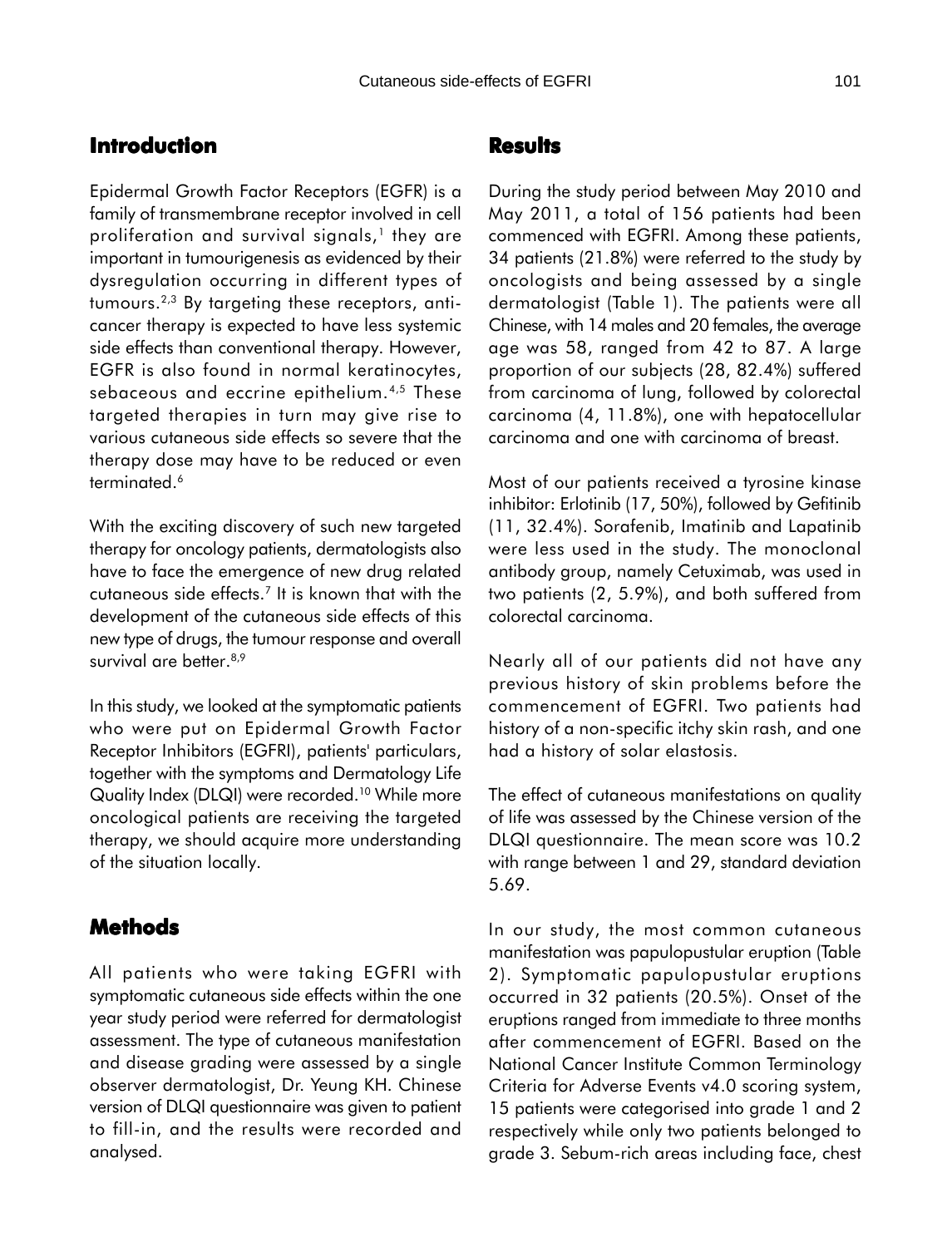## Introduction

Epidermal Growth Factor Receptors (EGFR) is a family of transmembrane receptor involved in cell proliferation and survival signals,[1] they are important in tumourigenesis as evidenced by their dysregulation occurring in different types of tumours.[2,3] By targeting these receptors, anti-cancer therapy is expected to have less systemic side effects than conventional therapy. However, EGFR is also found in normal keratinocytes, sebaceous and eccrine epithelium.[4,5] These targeted therapies in turn may give rise to various cutaneous side effects so severe that the therapy dose may have to be reduced or even terminated.[6]

With the exciting discovery of such new targeted therapy for oncology patients, dermatologists also have to face the emergence of new drug related cutaneous side effects.[7] It is known that with the development of the cutaneous side effects of this new type of drugs, the tumour response and overall survival are better.[8,9]

In this study, we looked at the symptomatic patients who were put on Epidermal Growth Factor Receptor Inhibitors (EGFRI), patients' particulars, together with the symptoms and Dermatology Life Quality Index (DLQI) were recorded.[10] While more oncological patients are receiving the targeted therapy, we should acquire more understanding of the situation locally.

## Methods

All patients who were taking EGFRI with symptomatic cutaneous side effects within the one year study period were referred for dermatologist assessment. The type of cutaneous manifestation and disease grading were assessed by a single observer dermatologist, Dr. Yeung KH. Chinese version of DLQI questionnaire was given to patient to fill-in, and the results were recorded and analysed.

## Results

During the study period between May 2010 and May 2011, a total of 156 patients had been commenced with EGFRI. Among these patients, 34 patients (21.8%) were referred to the study by oncologists and being assessed by a single dermatologist (Table 1). The patients were all Chinese, with 14 males and 20 females, the average age was 58, ranged from 42 to 87. A large proportion of our subjects (28, 82.4%) suffered from carcinoma of lung, followed by colorectal carcinoma (4, 11.8%), one with hepatocellular carcinoma and one with carcinoma of breast.

Most of our patients received a tyrosine kinase inhibitor: Erlotinib (17, 50%), followed by Gefitinib (11, 32.4%). Sorafenib, Imatinib and Lapatinib were less used in the study. The monoclonal antibody group, namely Cetuximab, was used in two patients (2, 5.9%), and both suffered from colorectal carcinoma.

Nearly all of our patients did not have any previous history of skin problems before the commencement of EGFRI. Two patients had history of a non-specific itchy skin rash, and one had a history of solar elastosis.

The effect of cutaneous manifestations on quality of life was assessed by the Chinese version of the DLQI questionnaire. The mean score was 10.2 with range between 1 and 29, standard deviation 5.69.

In our study, the most common cutaneous manifestation was papulopustular eruption (Table 2). Symptomatic papulopustular eruptions occurred in 32 patients (20.5%). Onset of the eruptions ranged from immediate to three months after commencement of EGFRI. Based on the National Cancer Institute Common Terminology Criteria for Adverse Events v4.0 scoring system, 15 patients were categorised into grade 1 and 2 respectively while only two patients belonged to grade 3. Sebum-rich areas including face, chest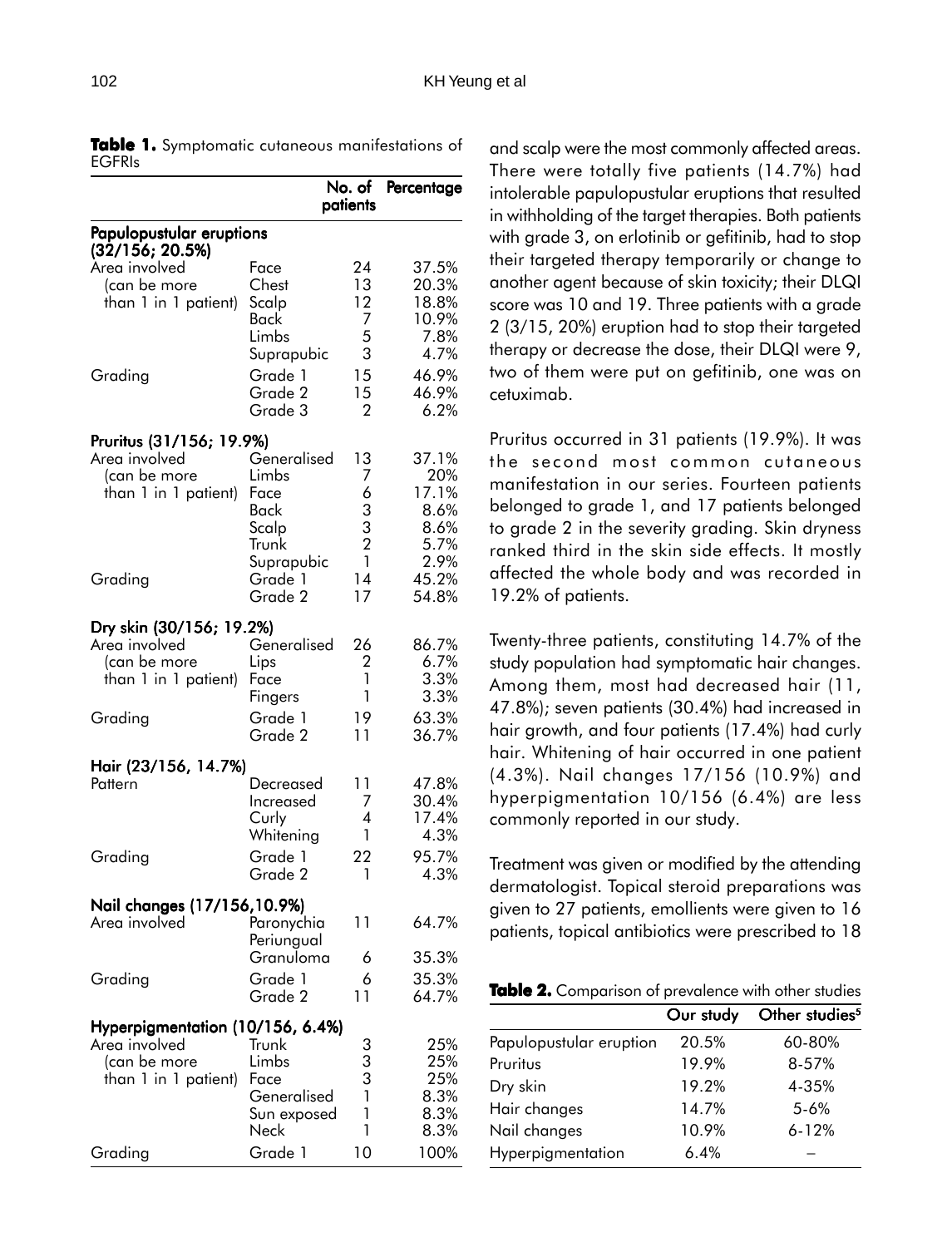**Table 1.** Symptomatic cutaneous manifestations of EGFRIs

| | | No. of patients | Percentage |
|---|---|---|---|
| **Papulopustular eruptions (32/156; 20.5%)** | | | |
| Area involved (can be more than 1 in 1 patient) | Face | 24 | 37.5% |
| | Chest | 13 | 20.3% |
| | Scalp | 12 | 18.8% |
| | Back | 7 | 10.9% |
| | Limbs | 5 | 7.8% |
| | Suprapubic | 3 | 4.7% |
| Grading | Grade 1 | 15 | 46.9% |
| | Grade 2 | 15 | 46.9% |
| | Grade 3 | 2 | 6.2% |
| **Pruritus (31/156; 19.9%)** | | | |
| Area involved (can be more than 1 in 1 patient) | Generalised | 13 | 37.1% |
| | Limbs | 7 | 20% |
| | Face | 6 | 17.1% |
| | Back | 3 | 8.6% |
| | Scalp | 3 | 8.6% |
| | Trunk | 2 | 5.7% |
| | Suprapubic | 1 | 2.9% |
| Grading | Grade 1 | 14 | 45.2% |
| | Grade 2 | 17 | 54.8% |
| **Dry skin (30/156; 19.2%)** | | | |
| Area involved (can be more than 1 in 1 patient) | Generalised | 26 | 86.7% |
| | Lips | 2 | 6.7% |
| | Face | 1 | 3.3% |
| | Fingers | 1 | 3.3% |
| Grading | Grade 1 | 19 | 63.3% |
| | Grade 2 | 11 | 36.7% |
| **Hair (23/156, 14.7%)** | | | |
| Pattern | Decreased | 11 | 47.8% |
| | Increased | 7 | 30.4% |
| | Curly | 4 | 17.4% |
| | Whitening | 1 | 4.3% |
| Grading | Grade 1 | 22 | 95.7% |
| | Grade 2 | 1 | 4.3% |
| **Nail changes (17/156,10.9%)** | | | |
| Area involved | Paronychia | 11 | 64.7% |
| | Periungual Granuloma | 6 | 35.3% |
| Grading | Grade 1 | 6 | 35.3% |
| | Grade 2 | 11 | 64.7% |
| **Hyperpigmentation (10/156, 6.4%)** | | | |
| Area involved (can be more than 1 in 1 patient) | Trunk | 3 | 25% |
| | Limbs | 3 | 25% |
| | Face | 3 | 25% |
| | Generalised | 1 | 8.3% |
| | Sun exposed | 1 | 8.3% |
| | Neck | 1 | 8.3% |
| Grading | Grade 1 | 10 | 100% |

and scalp were the most commonly affected areas. There were totally five patients (14.7%) had intolerable papulopustular eruptions that resulted in withholding of the target therapies. Both patients with grade 3, on erlotinib or gefitinib, had to stop their targeted therapy temporarily or change to another agent because of skin toxicity; their DLQI score was 10 and 19. Three patients with a grade 2 (3/15, 20%) eruption had to stop their targeted therapy or decrease the dose, their DLQI were 9, two of them were put on gefitinib, one was on cetuximab.

Pruritus occurred in 31 patients (19.9%). It was the second most common cutaneous manifestation in our series. Fourteen patients belonged to grade 1, and 17 patients belonged to grade 2 in the severity grading. Skin dryness ranked third in the skin side effects. It mostly affected the whole body and was recorded in 19.2% of patients.

Twenty-three patients, constituting 14.7% of the study population had symptomatic hair changes. Among them, most had decreased hair (11, 47.8%); seven patients (30.4%) had increased in hair growth, and four patients (17.4%) had curly hair. Whitening of hair occurred in one patient (4.3%). Nail changes 17/156 (10.9%) and hyperpigmentation 10/156 (6.4%) are less commonly reported in our study.

Treatment was given or modified by the attending dermatologist. Topical steroid preparations was given to 27 patients, emollients were given to 16 patients, topical antibiotics were prescribed to 18

**Table 2.** Comparison of prevalence with other studies

| | Our study | Other studies[5] |
|---|---|---|
| Papulopustular eruption | 20.5% | 60-80% |
| Pruritus | 19.9% | 8-57% |
| Dry skin | 19.2% | 4-35% |
| Hair changes | 14.7% | 5-6% |
| Nail changes | 10.9% | 6-12% |
| Hyperpigmentation | 6.4% | – |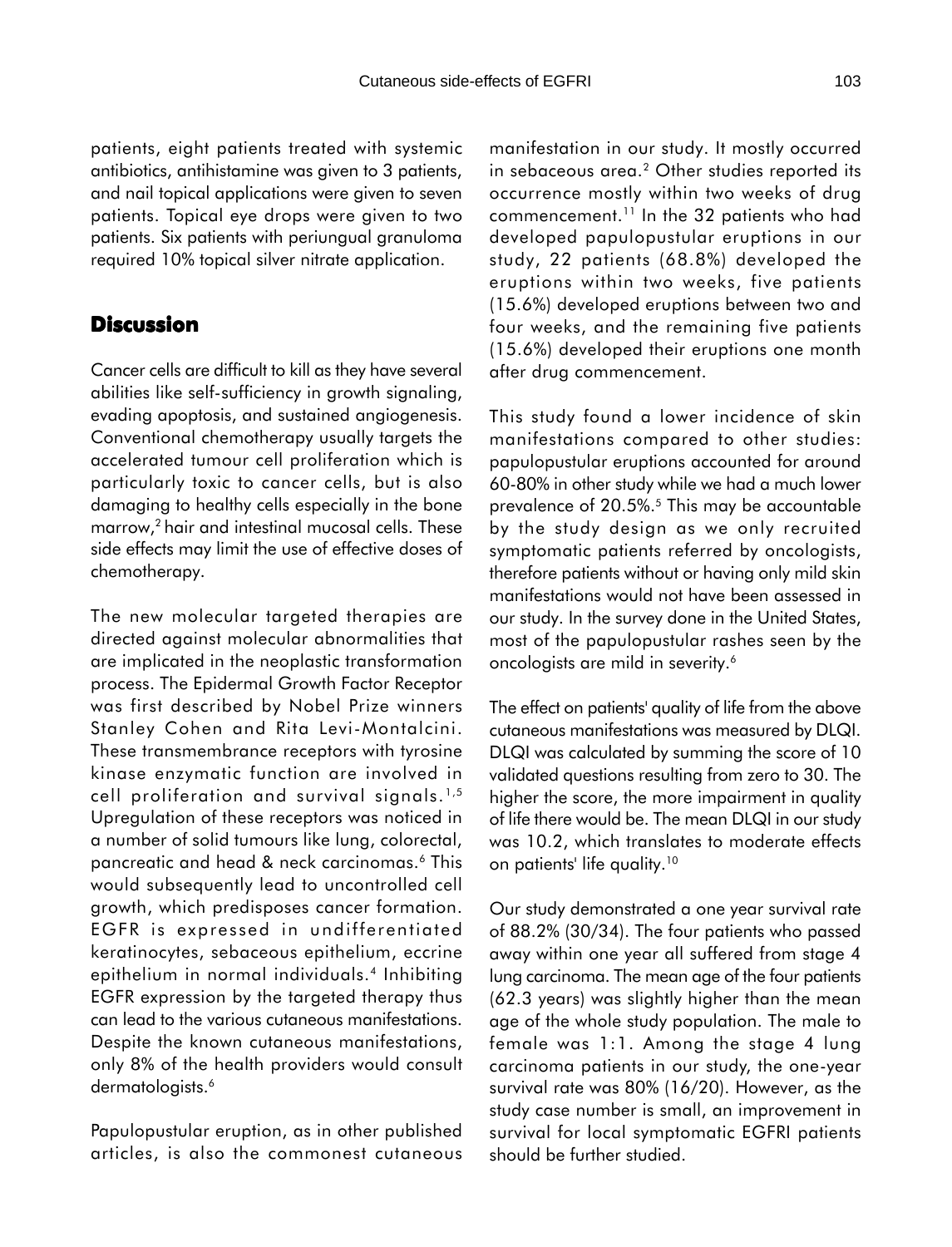patients, eight patients treated with systemic antibiotics, antihistamine was given to 3 patients, and nail topical applications were given to seven patients. Topical eye drops were given to two patients. Six patients with periungual granuloma required 10% topical silver nitrate application.

## Discussion

Cancer cells are difficult to kill as they have several abilities like self-sufficiency in growth signaling, evading apoptosis, and sustained angiogenesis. Conventional chemotherapy usually targets the accelerated tumour cell proliferation which is particularly toxic to cancer cells, but is also damaging to healthy cells especially in the bone marrow,[2] hair and intestinal mucosal cells. These side effects may limit the use of effective doses of chemotherapy.

The new molecular targeted therapies are directed against molecular abnormalities that are implicated in the neoplastic transformation process. The Epidermal Growth Factor Receptor was first described by Nobel Prize winners Stanley Cohen and Rita Levi-Montalcini. These transmembrance receptors with tyrosine kinase enzymatic function are involved in cell proliferation and survival signals.[1,5] Upregulation of these receptors was noticed in a number of solid tumours like lung, colorectal, pancreatic and head & neck carcinomas.[6] This would subsequently lead to uncontrolled cell growth, which predisposes cancer formation. EGFR is expressed in undifferentiated keratinocytes, sebaceous epithelium, eccrine epithelium in normal individuals.[4] Inhibiting EGFR expression by the targeted therapy thus can lead to the various cutaneous manifestations. Despite the known cutaneous manifestations, only 8% of the health providers would consult dermatologists.[6]

Papulopustular eruption, as in other published articles, is also the commonest cutaneous manifestation in our study. It mostly occurred in sebaceous area.[2] Other studies reported its occurrence mostly within two weeks of drug commencement.[11] In the 32 patients who had developed papulopustular eruptions in our study, 22 patients (68.8%) developed the eruptions within two weeks, five patients (15.6%) developed eruptions between two and four weeks, and the remaining five patients (15.6%) developed their eruptions one month after drug commencement.

This study found a lower incidence of skin manifestations compared to other studies: papulopustular eruptions accounted for around 60-80% in other study while we had a much lower prevalence of 20.5%.[5] This may be accountable by the study design as we only recruited symptomatic patients referred by oncologists, therefore patients without or having only mild skin manifestations would not have been assessed in our study. In the survey done in the United States, most of the papulopustular rashes seen by the oncologists are mild in severity.[6]

The effect on patients' quality of life from the above cutaneous manifestations was measured by DLQI. DLQI was calculated by summing the score of 10 validated questions resulting from zero to 30. The higher the score, the more impairment in quality of life there would be. The mean DLQI in our study was 10.2, which translates to moderate effects on patients' life quality.[10]

Our study demonstrated a one year survival rate of 88.2% (30/34). The four patients who passed away within one year all suffered from stage 4 lung carcinoma. The mean age of the four patients (62.3 years) was slightly higher than the mean age of the whole study population. The male to female was 1:1. Among the stage 4 lung carcinoma patients in our study, the one-year survival rate was 80% (16/20). However, as the study case number is small, an improvement in survival for local symptomatic EGFRI patients should be further studied.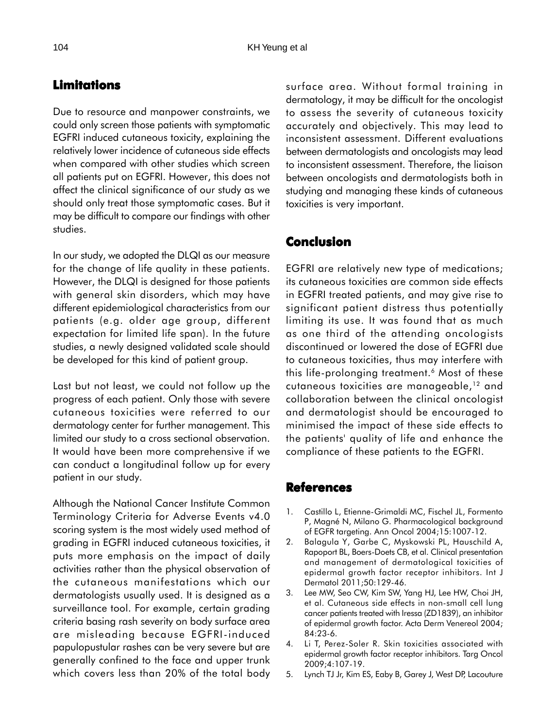## Limitations

Due to resource and manpower constraints, we could only screen those patients with symptomatic EGFRI induced cutaneous toxicity, explaining the relatively lower incidence of cutaneous side effects when compared with other studies which screen all patients put on EGFRI. However, this does not affect the clinical significance of our study as we should only treat those symptomatic cases. But it may be difficult to compare our findings with other studies.

In our study, we adopted the DLQI as our measure for the change of life quality in these patients. However, the DLQI is designed for those patients with general skin disorders, which may have different epidemiological characteristics from our patients (e.g. older age group, different expectation for limited life span). In the future studies, a newly designed validated scale should be developed for this kind of patient group.

Last but not least, we could not follow up the progress of each patient. Only those with severe cutaneous toxicities were referred to our dermatology center for further management. This limited our study to a cross sectional observation. It would have been more comprehensive if we can conduct a longitudinal follow up for every patient in our study.

Although the National Cancer Institute Common Terminology Criteria for Adverse Events v4.0 scoring system is the most widely used method of grading in EGFRI induced cutaneous toxicities, it puts more emphasis on the impact of daily activities rather than the physical observation of the cutaneous manifestations which our dermatologists usually used. It is designed as a surveillance tool. For example, certain grading criteria basing rash severity on body surface area are misleading because EGFRI-induced papulopustular rashes can be very severe but are generally confined to the face and upper trunk which covers less than 20% of the total body surface area. Without formal training in dermatology, it may be difficult for the oncologist to assess the severity of cutaneous toxicity accurately and objectively. This may lead to inconsistent assessment. Different evaluations between dermatologists and oncologists may lead to inconsistent assessment. Therefore, the liaison between oncologists and dermatologists both in studying and managing these kinds of cutaneous toxicities is very important.

## Conclusion

EGFRI are relatively new type of medications; its cutaneous toxicities are common side effects in EGFRI treated patients, and may give rise to significant patient distress thus potentially limiting its use. It was found that as much as one third of the attending oncologists discontinued or lowered the dose of EGFRI due to cutaneous toxicities, thus may interfere with this life-prolonging treatment.[6] Most of these cutaneous toxicities are manageable,[12] and collaboration between the clinical oncologist and dermatologist should be encouraged to minimised the impact of these side effects to the patients' quality of life and enhance the compliance of these patients to the EGFRI.

## References

1. Castillo L, Etienne-Grimaldi MC, Fischel JL, Formento P, Magné N, Milano G. Pharmacological background of EGFR targeting. Ann Oncol 2004;15:1007-12.
2. Balagula Y, Garbe C, Myskowski PL, Hauschild A, Rapoport BL, Boers-Doets CB, et al. Clinical presentation and management of dermatological toxicities of epidermal growth factor receptor inhibitors. Int J Dermatol 2011;50:129-46.
3. Lee MW, Seo CW, Kim SW, Yang HJ, Lee HW, Choi JH, et al. Cutaneous side effects in non-small cell lung cancer patients treated with Iressa (ZD1839), an inhibitor of epidermal growth factor. Acta Derm Venereol 2004; 84:23-6.
4. Li T, Perez-Soler R. Skin toxicities associated with epidermal growth factor receptor inhibitors. Targ Oncol 2009;4:107-19.
5. Lynch TJ Jr, Kim ES, Eaby B, Garey J, West DP, Lacouture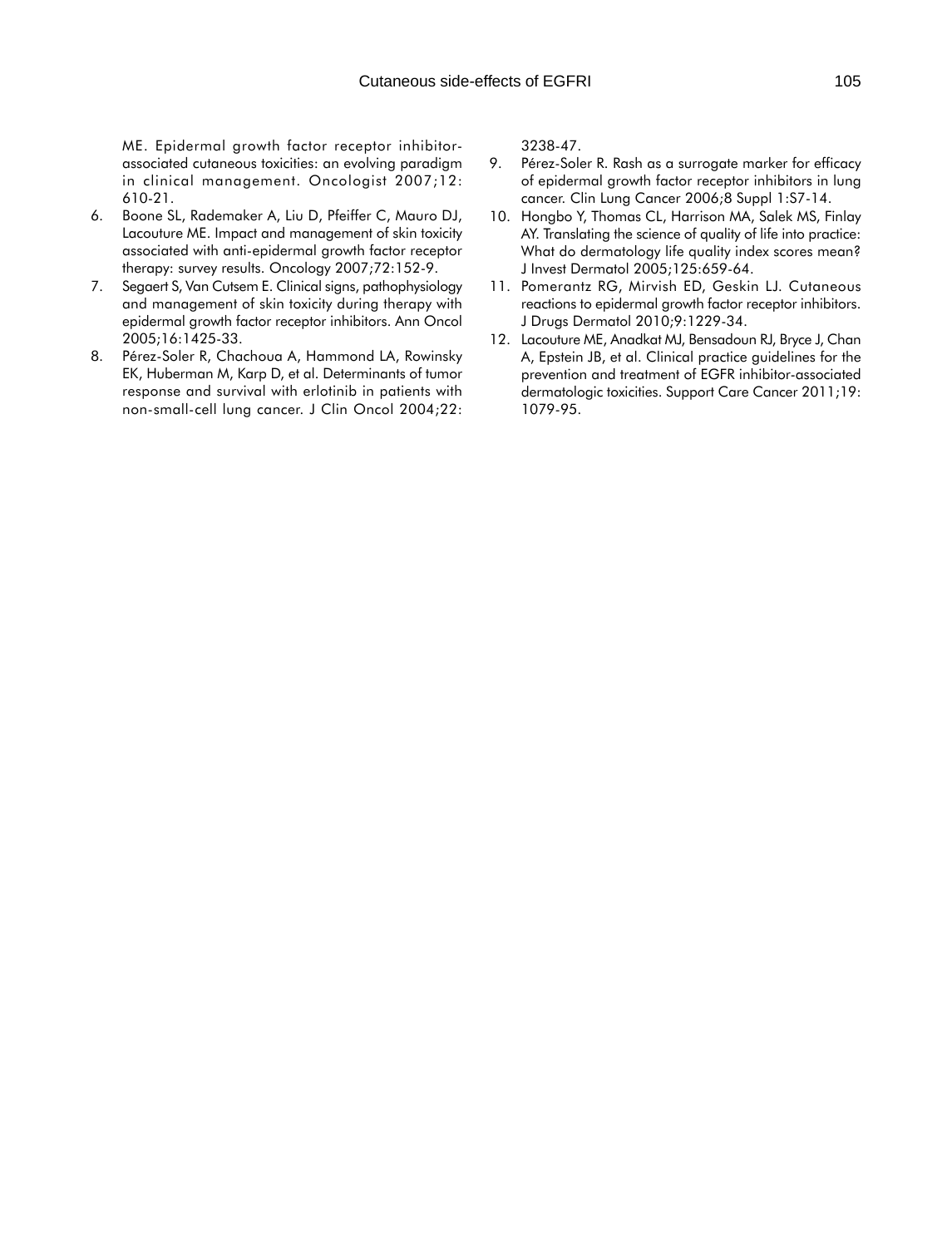ME. Epidermal growth factor receptor inhibitor-associated cutaneous toxicities: an evolving paradigm in clinical management. Oncologist 2007;12: 610-21.

6. Boone SL, Rademaker A, Liu D, Pfeiffer C, Mauro DJ, Lacouture ME. Impact and management of skin toxicity associated with anti-epidermal growth factor receptor therapy: survey results. Oncology 2007;72:152-9.
7. Segaert S, Van Cutsem E. Clinical signs, pathophysiology and management of skin toxicity during therapy with epidermal growth factor receptor inhibitors. Ann Oncol 2005;16:1425-33.
8. Pérez-Soler R, Chachoua A, Hammond LA, Rowinsky EK, Huberman M, Karp D, et al. Determinants of tumor response and survival with erlotinib in patients with non-small-cell lung cancer. J Clin Oncol 2004;22: 3238-47.
9. Pérez-Soler R. Rash as a surrogate marker for efficacy of epidermal growth factor receptor inhibitors in lung cancer. Clin Lung Cancer 2006;8 Suppl 1:S7-14.
10. Hongbo Y, Thomas CL, Harrison MA, Salek MS, Finlay AY. Translating the science of quality of life into practice: What do dermatology life quality index scores mean? J Invest Dermatol 2005;125:659-64.
11. Pomerantz RG, Mirvish ED, Geskin LJ. Cutaneous reactions to epidermal growth factor receptor inhibitors. J Drugs Dermatol 2010;9:1229-34.
12. Lacouture ME, Anadkat MJ, Bensadoun RJ, Bryce J, Chan A, Epstein JB, et al. Clinical practice guidelines for the prevention and treatment of EGFR inhibitor-associated dermatologic toxicities. Support Care Cancer 2011;19: 1079-95.